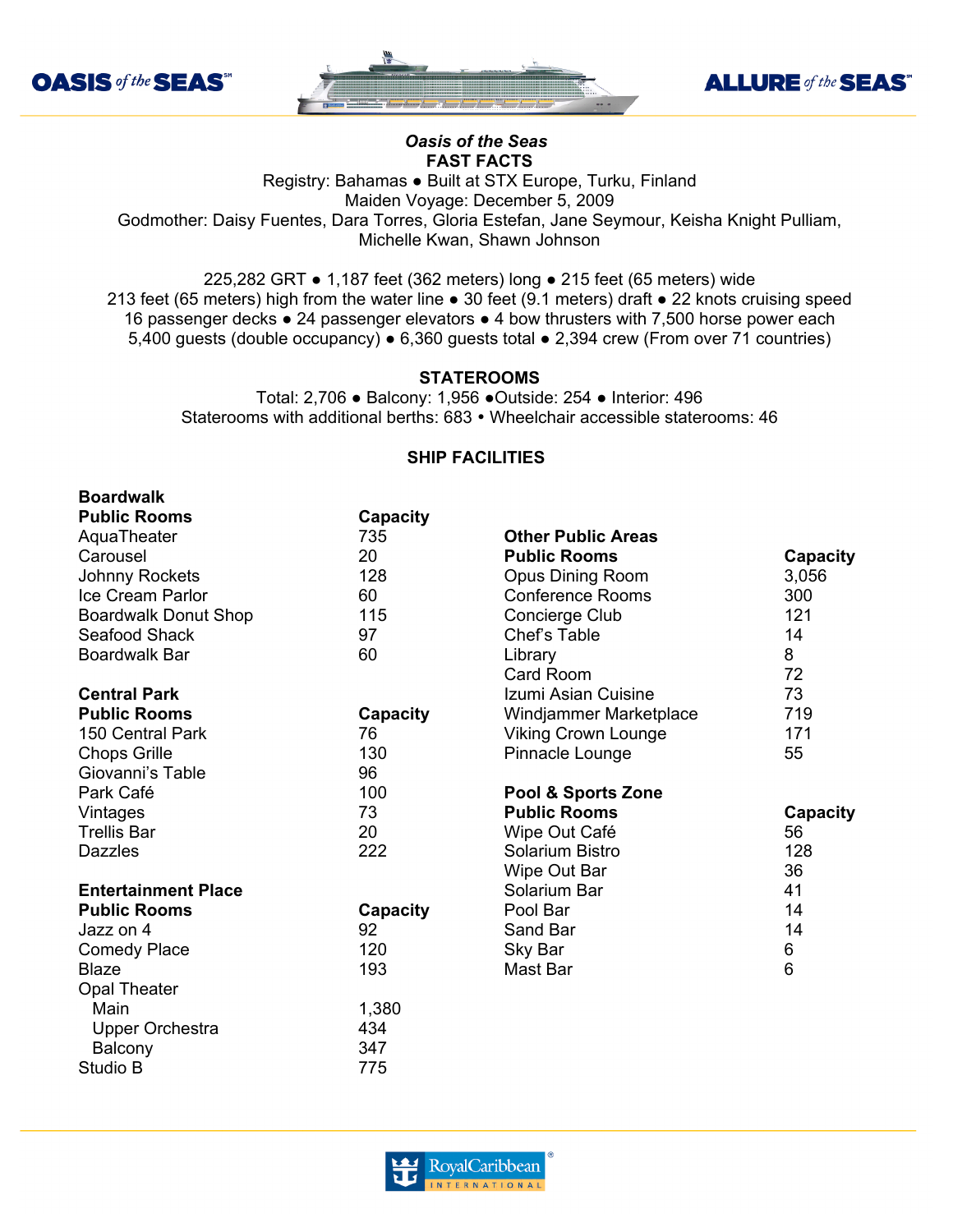OASIS *of the* SEAS℠ ALLURE *of the* SEAS℠

# *Oasis of the Seas*

## FAST FACTS

Registry: Bahamas ● Built at STX Europe, Turku, Finland
Maiden Voyage: December 5, 2009
Godmother: Daisy Fuentes, Dara Torres, Gloria Estefan, Jane Seymour, Keisha Knight Pulliam, Michelle Kwan, Shawn Johnson

225,282 GRT ● 1,187 feet (362 meters) long ● 215 feet (65 meters) wide
213 feet (65 meters) high from the water line ● 30 feet (9.1 meters) draft ● 22 knots cruising speed
16 passenger decks ● 24 passenger elevators ● 4 bow thrusters with 7,500 horse power each
5,400 guests (double occupancy) ● 6,360 guests total ● 2,394 crew (From over 71 countries)

## STATEROOMS

Total: 2,706 ● Balcony: 1,956 ●Outside: 254 ● Interior: 496
Staterooms with additional berths: 683 • Wheelchair accessible staterooms: 46

## SHIP FACILITIES

### Boardwalk

| Public Rooms | Capacity |
|---|---|
| AquaTheater | 735 |
| Carousel | 20 |
| Johnny Rockets | 128 |
| Ice Cream Parlor | 60 |
| Boardwalk Donut Shop | 115 |
| Seafood Shack | 97 |
| Boardwalk Bar | 60 |

### Central Park

| Public Rooms | Capacity |
|---|---|
| 150 Central Park | 76 |
| Chops Grille | 130 |
| Giovanni's Table | 96 |
| Park Café | 100 |
| Vintages | 73 |
| Trellis Bar | 20 |
| Dazzles | 222 |

### Entertainment Place

| Public Rooms | Capacity |
|---|---|
| Jazz on 4 | 92 |
| Comedy Place | 120 |
| Blaze | 193 |
| Opal Theater | |
| Main | 1,380 |
| Upper Orchestra | 434 |
| Balcony | 347 |
| Studio B | 775 |

### Other Public Areas

| Public Rooms | Capacity |
|---|---|
| Opus Dining Room | 3,056 |
| Conference Rooms | 300 |
| Concierge Club | 121 |
| Chef's Table | 14 |
| Library | 8 |
| Card Room | 72 |
| Izumi Asian Cuisine | 73 |
| Windjammer Marketplace | 719 |
| Viking Crown Lounge | 171 |
| Pinnacle Lounge | 55 |

### Pool & Sports Zone

| Public Rooms | Capacity |
|---|---|
| Wipe Out Café | 56 |
| Solarium Bistro | 128 |
| Wipe Out Bar | 36 |
| Solarium Bar | 41 |
| Pool Bar | 14 |
| Sand Bar | 14 |
| Sky Bar | 6 |
| Mast Bar | 6 |

RoyalCaribbean INTERNATIONAL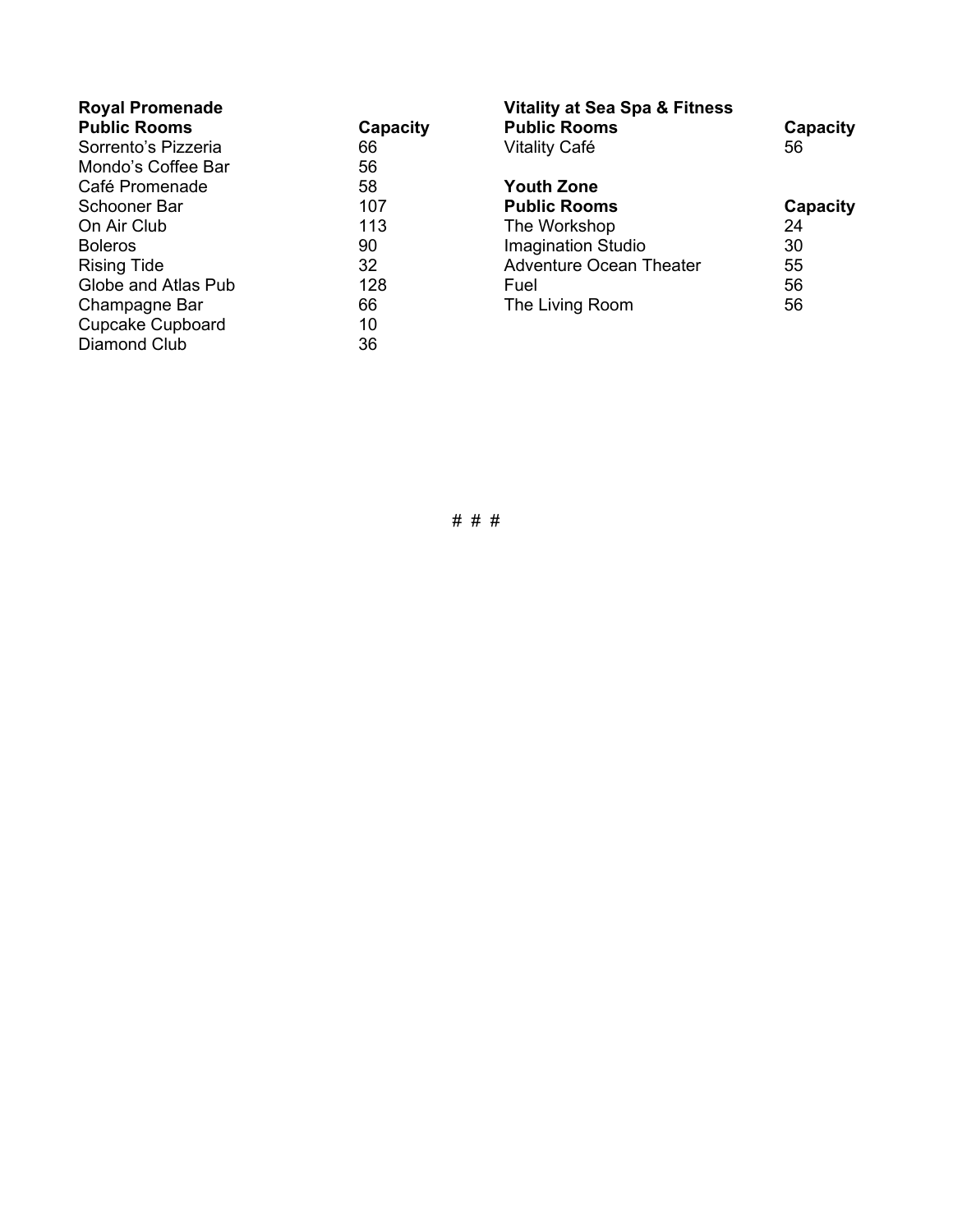**Royal Promenade**

| Public Rooms | Capacity |
| --- | --- |
| Sorrento's Pizzeria | 66 |
| Mondo's Coffee Bar | 56 |
| Café Promenade | 58 |
| Schooner Bar | 107 |
| On Air Club | 113 |
| Boleros | 90 |
| Rising Tide | 32 |
| Globe and Atlas Pub | 128 |
| Champagne Bar | 66 |
| Cupcake Cupboard | 10 |
| Diamond Club | 36 |

**Vitality at Sea Spa & Fitness**

| Public Rooms | Capacity |
| --- | --- |
| Vitality Café | 56 |

**Youth Zone**

| Public Rooms | Capacity |
| --- | --- |
| The Workshop | 24 |
| Imagination Studio | 30 |
| Adventure Ocean Theater | 55 |
| Fuel | 56 |
| The Living Room | 56 |

# # #